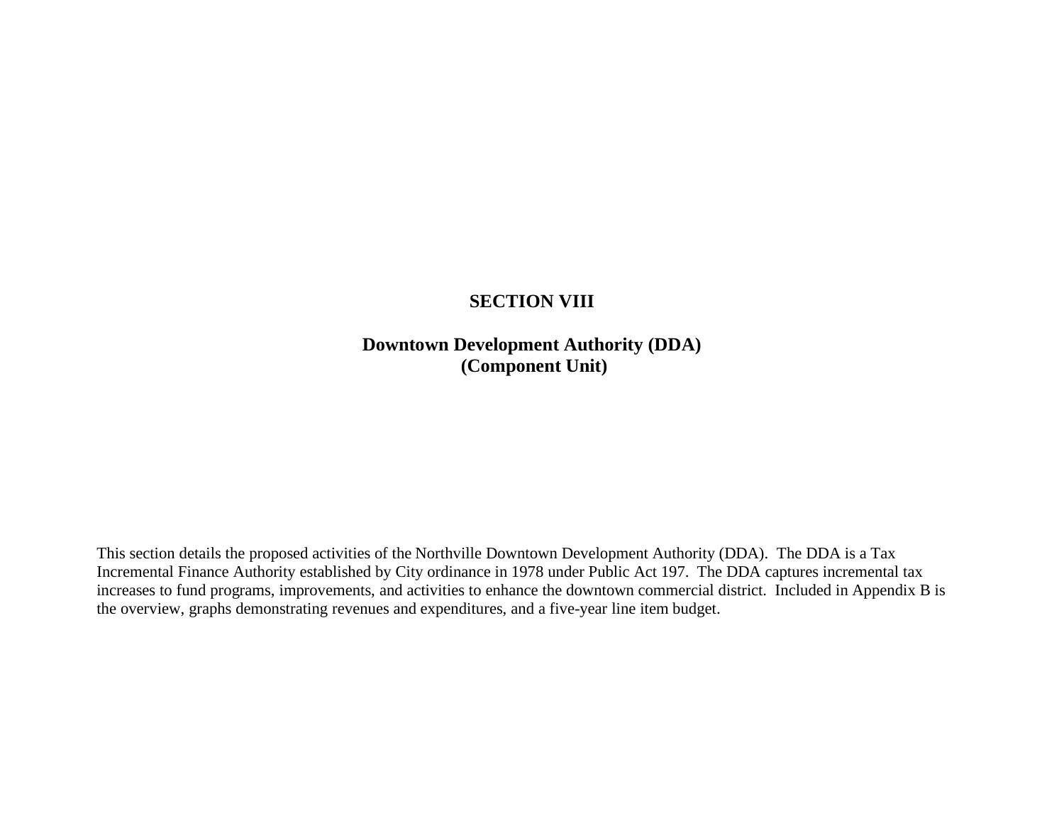# SECTION VIII

## Downtown Development Authority (DDA)
## (Component Unit)

This section details the proposed activities of the Northville Downtown Development Authority (DDA). The DDA is a Tax Incremental Finance Authority established by City ordinance in 1978 under Public Act 197. The DDA captures incremental tax increases to fund programs, improvements, and activities to enhance the downtown commercial district. Included in Appendix B is the overview, graphs demonstrating revenues and expenditures, and a five-year line item budget.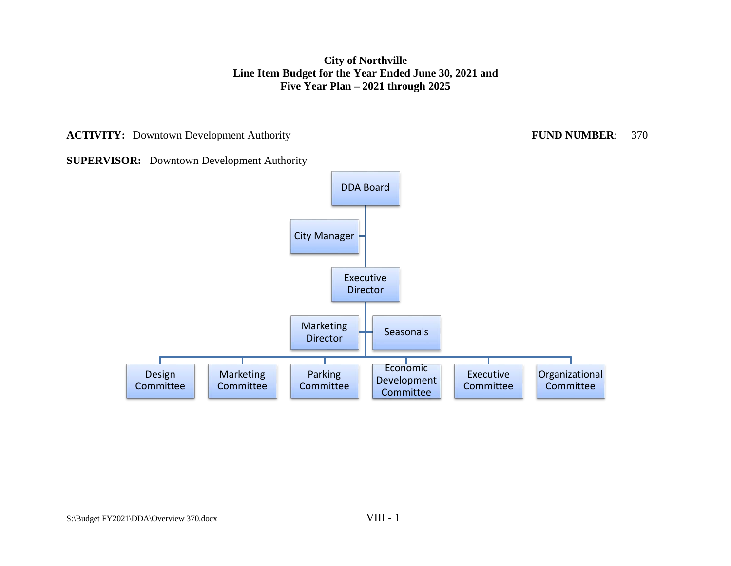**City of Northville**
**Line Item Budget for the Year Ended June 30, 2021 and**
**Five Year Plan – 2021 through 2025**

**ACTIVITY:** Downtown Development Authority **FUND NUMBER**: 370

**SUPERVISOR:** Downtown Development Authority

- DDA Board
  - City Manager
  - Executive Director
    - Marketing Director
    - Seasonals
    - Design Committee
    - Marketing Committee
    - Parking Committee
    - Economic Development Committee
    - Executive Committee
    - Organizational Committee

S:\Budget FY2021\DDA\Overview 370.docx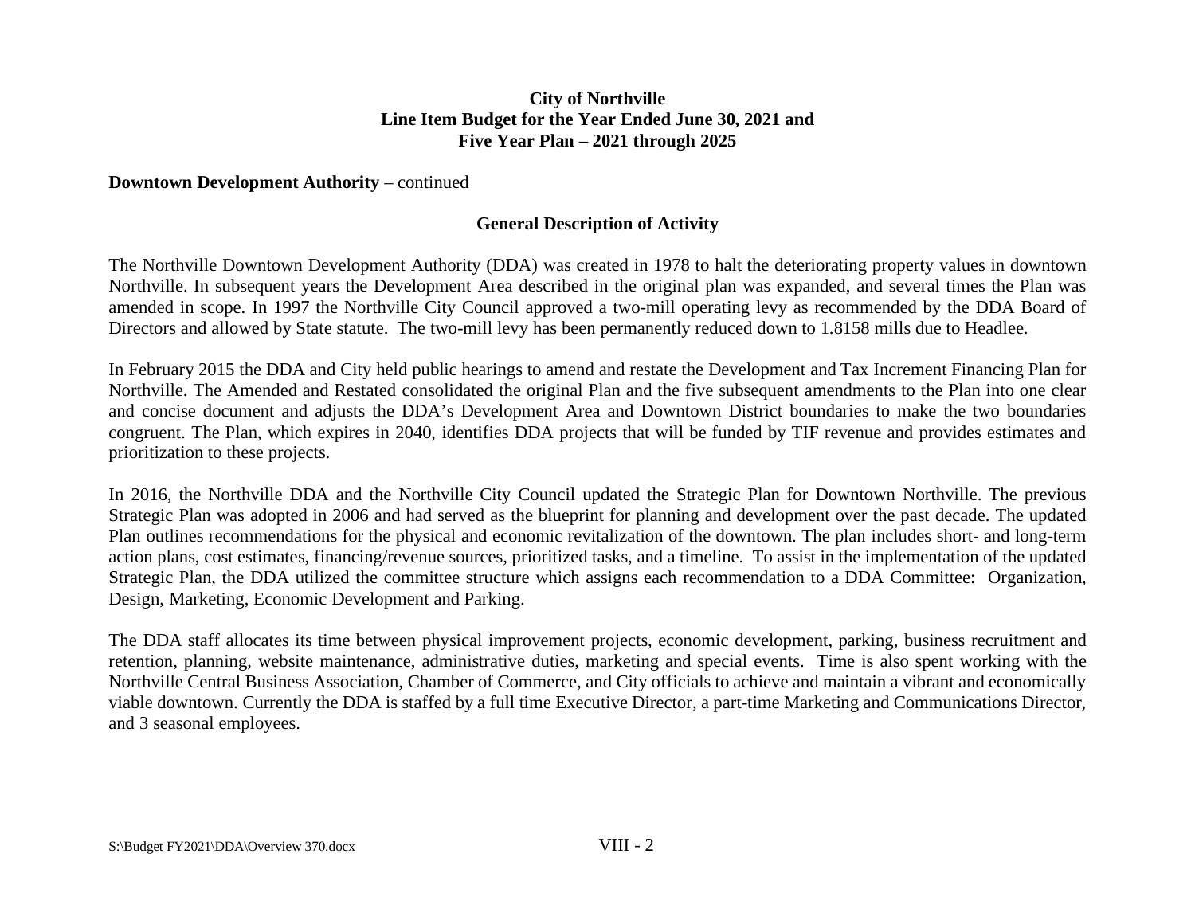**City of Northville**
**Line Item Budget for the Year Ended June 30, 2021 and**
**Five Year Plan – 2021 through 2025**

**Downtown Development Authority** – continued

## General Description of Activity

The Northville Downtown Development Authority (DDA) was created in 1978 to halt the deteriorating property values in downtown Northville. In subsequent years the Development Area described in the original plan was expanded, and several times the Plan was amended in scope. In 1997 the Northville City Council approved a two-mill operating levy as recommended by the DDA Board of Directors and allowed by State statute. The two-mill levy has been permanently reduced down to 1.8158 mills due to Headlee.

In February 2015 the DDA and City held public hearings to amend and restate the Development and Tax Increment Financing Plan for Northville. The Amended and Restated consolidated the original Plan and the five subsequent amendments to the Plan into one clear and concise document and adjusts the DDA's Development Area and Downtown District boundaries to make the two boundaries congruent. The Plan, which expires in 2040, identifies DDA projects that will be funded by TIF revenue and provides estimates and prioritization to these projects.

In 2016, the Northville DDA and the Northville City Council updated the Strategic Plan for Downtown Northville. The previous Strategic Plan was adopted in 2006 and had served as the blueprint for planning and development over the past decade. The updated Plan outlines recommendations for the physical and economic revitalization of the downtown. The plan includes short- and long-term action plans, cost estimates, financing/revenue sources, prioritized tasks, and a timeline. To assist in the implementation of the updated Strategic Plan, the DDA utilized the committee structure which assigns each recommendation to a DDA Committee: Organization, Design, Marketing, Economic Development and Parking.

The DDA staff allocates its time between physical improvement projects, economic development, parking, business recruitment and retention, planning, website maintenance, administrative duties, marketing and special events. Time is also spent working with the Northville Central Business Association, Chamber of Commerce, and City officials to achieve and maintain a vibrant and economically viable downtown. Currently the DDA is staffed by a full time Executive Director, a part-time Marketing and Communications Director, and 3 seasonal employees.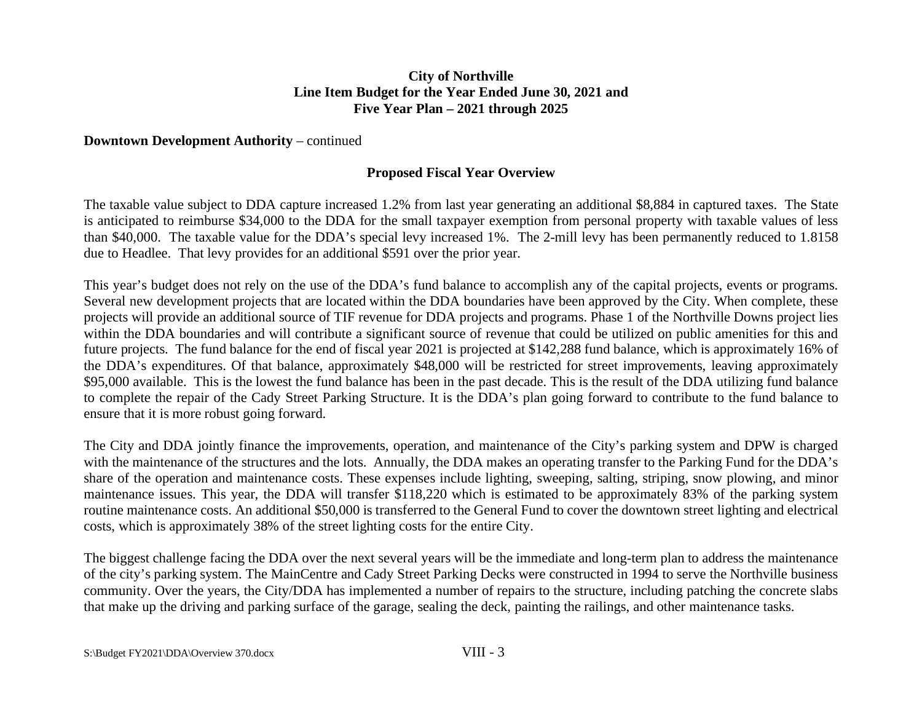**City of Northville**
**Line Item Budget for the Year Ended June 30, 2021 and**
**Five Year Plan – 2021 through 2025**

**Downtown Development Authority** – continued

## Proposed Fiscal Year Overview

The taxable value subject to DDA capture increased 1.2% from last year generating an additional $8,884 in captured taxes. The State is anticipated to reimburse $34,000 to the DDA for the small taxpayer exemption from personal property with taxable values of less than $40,000. The taxable value for the DDA's special levy increased 1%. The 2-mill levy has been permanently reduced to 1.8158 due to Headlee. That levy provides for an additional $591 over the prior year.

This year's budget does not rely on the use of the DDA's fund balance to accomplish any of the capital projects, events or programs. Several new development projects that are located within the DDA boundaries have been approved by the City. When complete, these projects will provide an additional source of TIF revenue for DDA projects and programs. Phase 1 of the Northville Downs project lies within the DDA boundaries and will contribute a significant source of revenue that could be utilized on public amenities for this and future projects. The fund balance for the end of fiscal year 2021 is projected at $142,288 fund balance, which is approximately 16% of the DDA's expenditures. Of that balance, approximately $48,000 will be restricted for street improvements, leaving approximately $95,000 available. This is the lowest the fund balance has been in the past decade. This is the result of the DDA utilizing fund balance to complete the repair of the Cady Street Parking Structure. It is the DDA's plan going forward to contribute to the fund balance to ensure that it is more robust going forward.

The City and DDA jointly finance the improvements, operation, and maintenance of the City's parking system and DPW is charged with the maintenance of the structures and the lots. Annually, the DDA makes an operating transfer to the Parking Fund for the DDA's share of the operation and maintenance costs. These expenses include lighting, sweeping, salting, striping, snow plowing, and minor maintenance issues. This year, the DDA will transfer $118,220 which is estimated to be approximately 83% of the parking system routine maintenance costs. An additional $50,000 is transferred to the General Fund to cover the downtown street lighting and electrical costs, which is approximately 38% of the street lighting costs for the entire City.

The biggest challenge facing the DDA over the next several years will be the immediate and long-term plan to address the maintenance of the city's parking system. The MainCentre and Cady Street Parking Decks were constructed in 1994 to serve the Northville business community. Over the years, the City/DDA has implemented a number of repairs to the structure, including patching the concrete slabs that make up the driving and parking surface of the garage, sealing the deck, painting the railings, and other maintenance tasks.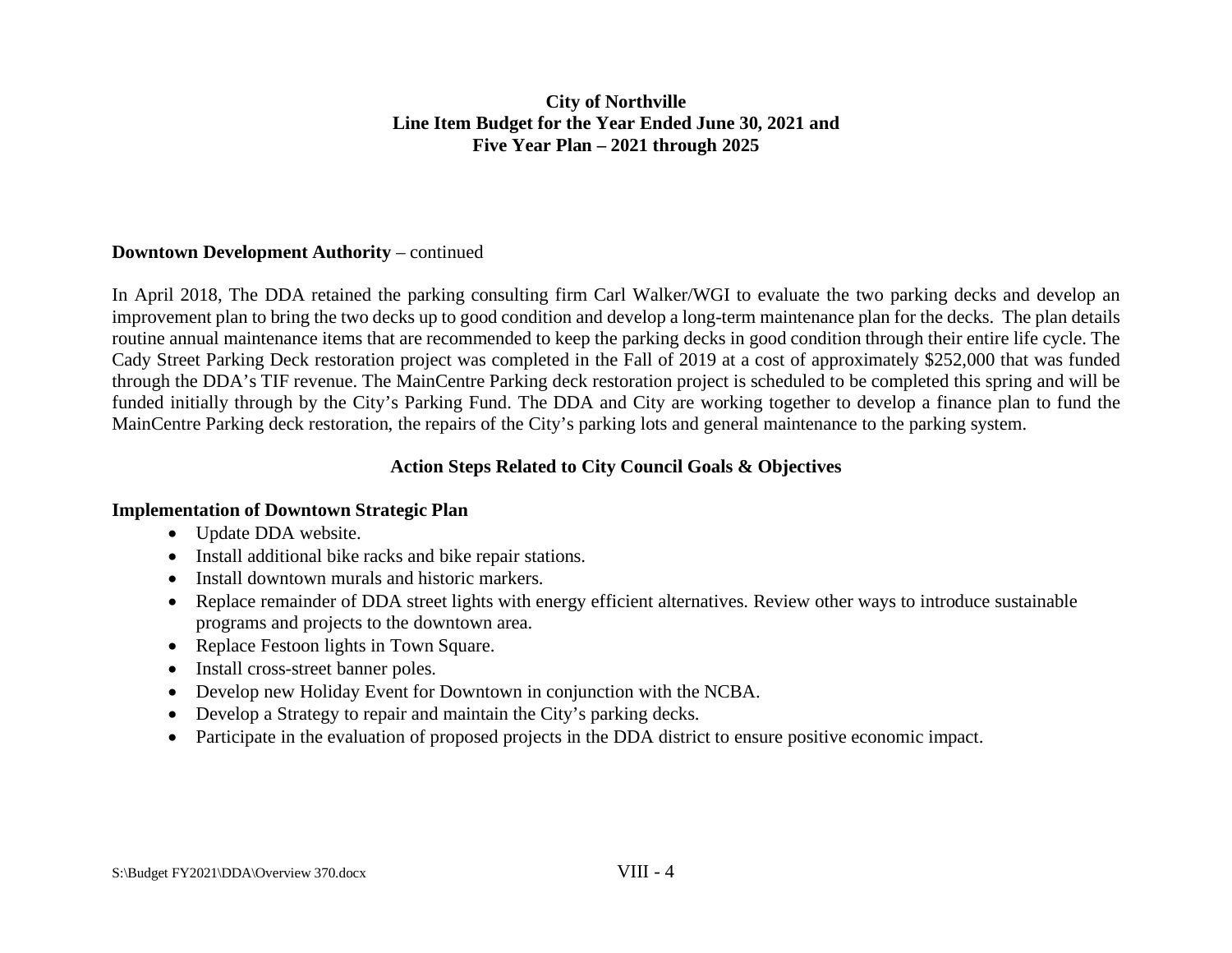**Downtown Development Authority** – continued

In April 2018, The DDA retained the parking consulting firm Carl Walker/WGI to evaluate the two parking decks and develop an improvement plan to bring the two decks up to good condition and develop a long-term maintenance plan for the decks. The plan details routine annual maintenance items that are recommended to keep the parking decks in good condition through their entire life cycle. The Cady Street Parking Deck restoration project was completed in the Fall of 2019 at a cost of approximately $252,000 that was funded through the DDA's TIF revenue. The MainCentre Parking deck restoration project is scheduled to be completed this spring and will be funded initially through by the City's Parking Fund. The DDA and City are working together to develop a finance plan to fund the MainCentre Parking deck restoration, the repairs of the City's parking lots and general maintenance to the parking system.

## Action Steps Related to City Council Goals & Objectives

**Implementation of Downtown Strategic Plan**

- Update DDA website.
- Install additional bike racks and bike repair stations.
- Install downtown murals and historic markers.
- Replace remainder of DDA street lights with energy efficient alternatives. Review other ways to introduce sustainable programs and projects to the downtown area.
- Replace Festoon lights in Town Square.
- Install cross-street banner poles.
- Develop new Holiday Event for Downtown in conjunction with the NCBA.
- Develop a Strategy to repair and maintain the City's parking decks.
- Participate in the evaluation of proposed projects in the DDA district to ensure positive economic impact.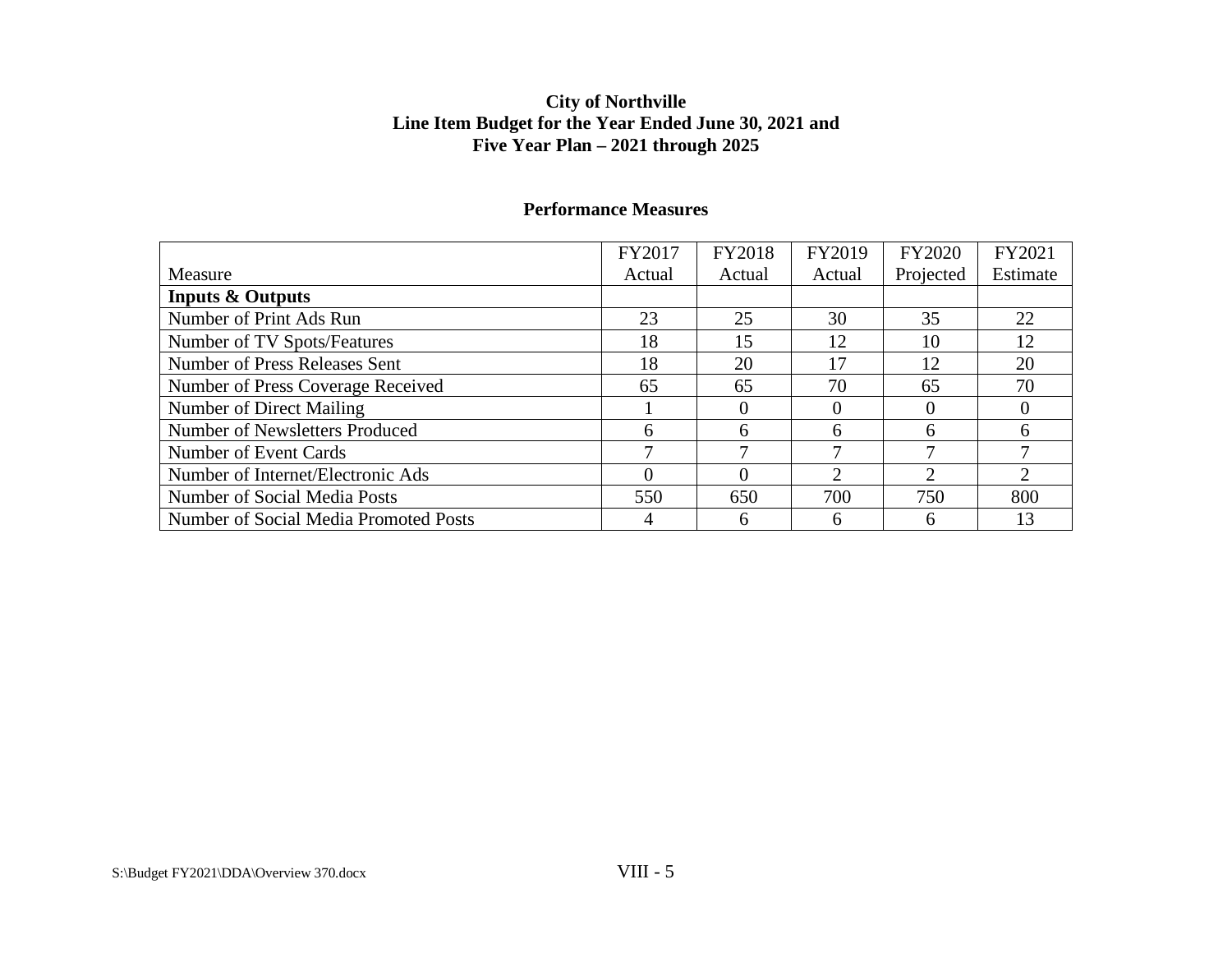**City of Northville**
**Line Item Budget for the Year Ended June 30, 2021 and**
**Five Year Plan – 2021 through 2025**

**Performance Measures**

| Measure | FY2017 Actual | FY2018 Actual | FY2019 Actual | FY2020 Projected | FY2021 Estimate |
|---|---|---|---|---|---|
| **Inputs & Outputs** | | | | | |
| Number of Print Ads Run | 23 | 25 | 30 | 35 | 22 |
| Number of TV Spots/Features | 18 | 15 | 12 | 10 | 12 |
| Number of Press Releases Sent | 18 | 20 | 17 | 12 | 20 |
| Number of Press Coverage Received | 65 | 65 | 70 | 65 | 70 |
| Number of Direct Mailing | 1 | 0 | 0 | 0 | 0 |
| Number of Newsletters Produced | 6 | 6 | 6 | 6 | 6 |
| Number of Event Cards | 7 | 7 | 7 | 7 | 7 |
| Number of Internet/Electronic Ads | 0 | 0 | 2 | 2 | 2 |
| Number of Social Media Posts | 550 | 650 | 700 | 750 | 800 |
| Number of Social Media Promoted Posts | 4 | 6 | 6 | 6 | 13 |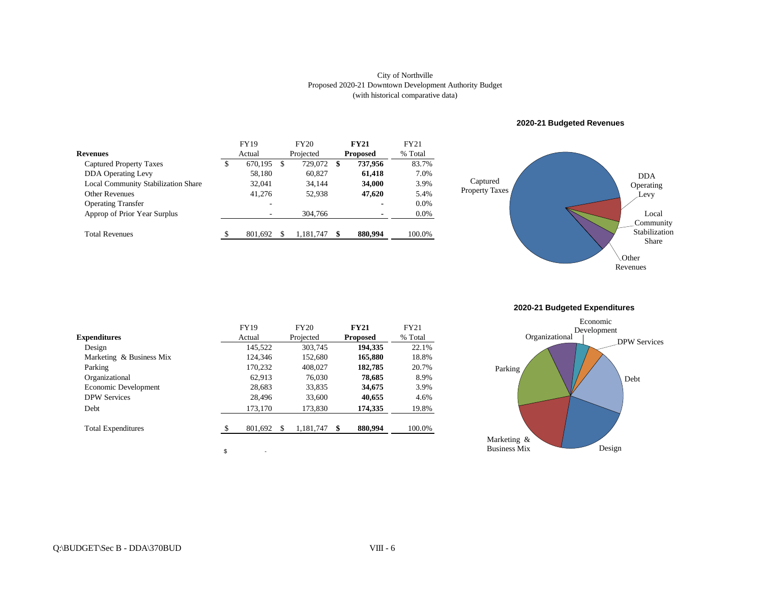City of Northville
Proposed 2020-21 Downtown Development Authority Budget
(with historical comparative data)

| **Revenues** | FY19 Actual | FY20 Projected | **FY21 Proposed** | FY21 % Total |
|---|---|---|---|---|
| Captured Property Taxes | $ 670,195 | $ 729,072 | **$ 737,956** | 83.7% |
| DDA Operating Levy | 58,180 | 60,827 | **61,418** | 7.0% |
| Local Community Stabilization Share | 32,041 | 34,144 | **34,000** | 3.9% |
| Other Revenues | 41,276 | 52,938 | **47,620** | 5.4% |
| Operating Transfer | - | | **-** | 0.0% |
| Approp of Prior Year Surplus | - | 304,766 | **-** | 0.0% |
| Total Revenues | $ 801,692 | $ 1,181,747 | **$ 880,994** | 100.0% |

**2020-21 Budgeted Revenues**

Captured Property Taxes; DDA Operating Levy; Local Community Stabilization Share; Other Revenues

| **Expenditures** | FY19 Actual | FY20 Projected | **FY21 Proposed** | FY21 % Total |
|---|---|---|---|---|
| Design | 145,522 | 303,745 | **194,335** | 22.1% |
| Marketing & Business Mix | 124,346 | 152,680 | **165,880** | 18.8% |
| Parking | 170,232 | 408,027 | **182,785** | 20.7% |
| Organizational | 62,913 | 76,030 | **78,685** | 8.9% |
| Economic Development | 28,683 | 33,835 | **34,675** | 3.9% |
| DPW Services | 28,496 | 33,600 | **40,655** | 4.6% |
| Debt | 173,170 | 173,830 | **174,335** | 19.8% |
| Total Expenditures | $ 801,692 | $ 1,181,747 | **$ 880,994** | 100.0% |

$ -

**2020-21 Budgeted Expenditures**

Organizational; Economic Development; DPW Services; Debt; Design; Marketing & Business Mix; Parking

Q:\BUDGET\Sec B - DDA\370BUD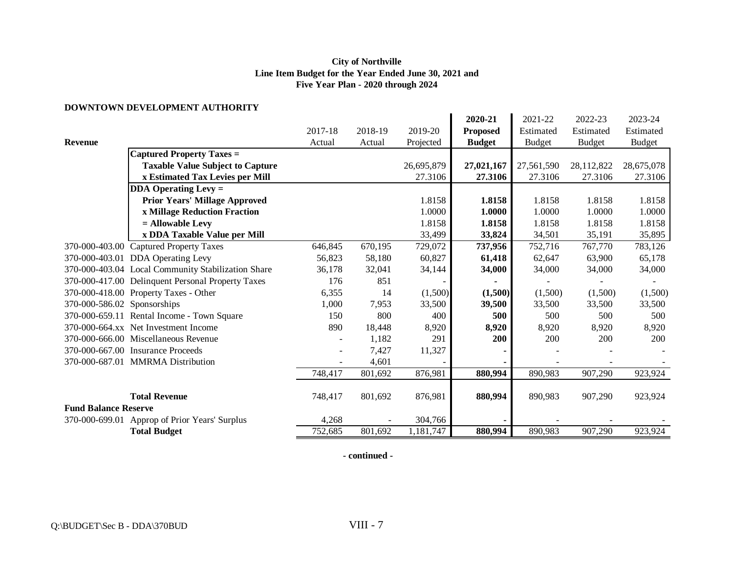**City of Northville**
**Line Item Budget for the Year Ended June 30, 2021 and**
**Five Year Plan - 2020 through 2024**

**DOWNTOWN DEVELOPMENT AUTHORITY**

| Revenue | | 2017-18 Actual | 2018-19 Actual | 2019-20 Projected | **2020-21 Proposed Budget** | 2021-22 Estimated Budget | 2022-23 Estimated Budget | 2023-24 Estimated Budget |
|---|---|---|---|---|---|---|---|---|
| | **Captured Property Taxes =** | | | | | | | |
| | **Taxable Value Subject to Capture** | | | 26,695,879 | **27,021,167** | 27,561,590 | 28,112,822 | 28,675,078 |
| | **x Estimated Tax Levies per Mill** | | | 27.3106 | **27.3106** | 27.3106 | 27.3106 | 27.3106 |
| | **DDA Operating Levy =** | | | | | | | |
| | **Prior Years' Millage Approved** | | | 1.8158 | **1.8158** | 1.8158 | 1.8158 | 1.8158 |
| | **x Millage Reduction Fraction** | | | 1.0000 | **1.0000** | 1.0000 | 1.0000 | 1.0000 |
| | **= Allowable Levy** | | | 1.8158 | **1.8158** | 1.8158 | 1.8158 | 1.8158 |
| | **x DDA Taxable Value per Mill** | | | 33,499 | **33,824** | 34,501 | 35,191 | 35,895 |
| 370-000-403.00 | Captured Property Taxes | 646,845 | 670,195 | 729,072 | **737,956** | 752,716 | 767,770 | 783,126 |
| 370-000-403.01 | DDA Operating Levy | 56,823 | 58,180 | 60,827 | **61,418** | 62,647 | 63,900 | 65,178 |
| 370-000-403.04 | Local Community Stabilization Share | 36,178 | 32,041 | 34,144 | **34,000** | 34,000 | 34,000 | 34,000 |
| 370-000-417.00 | Delinquent Personal Property Taxes | 176 | 851 | - | **-** | - | - | - |
| 370-000-418.00 | Property Taxes - Other | 6,355 | 14 | (1,500) | **(1,500)** | (1,500) | (1,500) | (1,500) |
| 370-000-586.02 | Sponsorships | 1,000 | 7,953 | 33,500 | **39,500** | 33,500 | 33,500 | 33,500 |
| 370-000-659.11 | Rental Income - Town Square | 150 | 800 | 400 | **500** | 500 | 500 | 500 |
| 370-000-664.xx | Net Investment Income | 890 | 18,448 | 8,920 | **8,920** | 8,920 | 8,920 | 8,920 |
| 370-000-666.00 | Miscellaneous Revenue | - | 1,182 | 291 | **200** | 200 | 200 | 200 |
| 370-000-667.00 | Insurance Proceeds | - | 7,427 | 11,327 | - | - | - | - |
| 370-000-687.01 | MMRMA Distribution | - | 4,601 | - | - | - | - | - |
| | | 748,417 | 801,692 | 876,981 | **880,994** | 890,983 | 907,290 | 923,924 |
| | **Total Revenue** | 748,417 | 801,692 | 876,981 | **880,994** | 890,983 | 907,290 | 923,924 |
| **Fund Balance Reserve** | | | | | | | | |
| 370-000-699.01 | Approp of Prior Years' Surplus | 4,268 | - | 304,766 | - | - | - | - |
| | **Total Budget** | 752,685 | 801,692 | 1,181,747 | **880,994** | 890,983 | 907,290 | 923,924 |

**- continued -**

Q:\BUDGET\Sec B - DDA\370BUD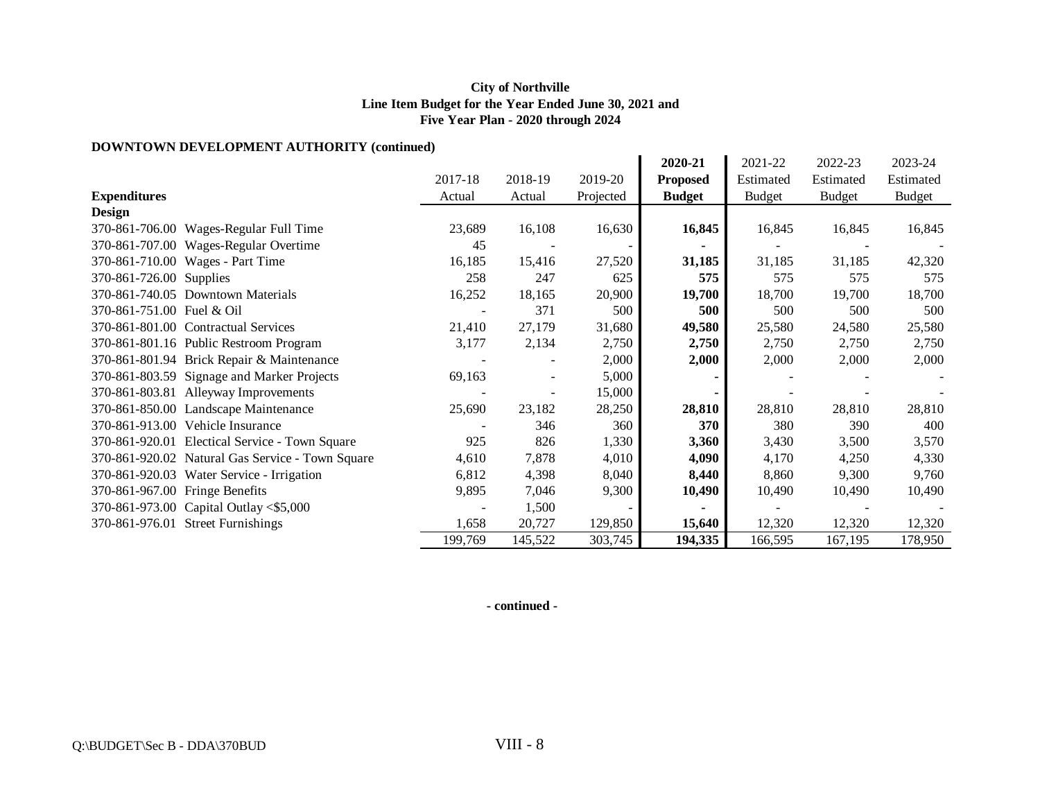**City of Northville**
**Line Item Budget for the Year Ended June 30, 2021 and**
**Five Year Plan - 2020 through 2024**

**DOWNTOWN DEVELOPMENT AUTHORITY (continued)**

| **Expenditures** | | 2017-18 Actual | 2018-19 Actual | 2019-20 Projected | **2020-21 Proposed Budget** | 2021-22 Estimated Budget | 2022-23 Estimated Budget | 2023-24 Estimated Budget |
|---|---|---|---|---|---|---|---|---|
| **Design** | | | | | | | | |
| 370-861-706.00 | Wages-Regular Full Time | 23,689 | 16,108 | 16,630 | **16,845** | 16,845 | 16,845 | 16,845 |
| 370-861-707.00 | Wages-Regular Overtime | 45 | - | - | **-** | - | - | - |
| 370-861-710.00 | Wages - Part Time | 16,185 | 15,416 | 27,520 | **31,185** | 31,185 | 31,185 | 42,320 |
| 370-861-726.00 | Supplies | 258 | 247 | 625 | **575** | 575 | 575 | 575 |
| 370-861-740.05 | Downtown Materials | 16,252 | 18,165 | 20,900 | **19,700** | 18,700 | 19,700 | 18,700 |
| 370-861-751.00 | Fuel & Oil | - | 371 | 500 | **500** | 500 | 500 | 500 |
| 370-861-801.00 | Contractual Services | 21,410 | 27,179 | 31,680 | **49,580** | 25,580 | 24,580 | 25,580 |
| 370-861-801.16 | Public Restroom Program | 3,177 | 2,134 | 2,750 | **2,750** | 2,750 | 2,750 | 2,750 |
| 370-861-801.94 | Brick Repair & Maintenance | - | - | 2,000 | **2,000** | 2,000 | 2,000 | 2,000 |
| 370-861-803.59 | Signage and Marker Projects | 69,163 | - | 5,000 | **-** | - | - | - |
| 370-861-803.81 | Alleyway Improvements | - | - | 15,000 | **-** | - | - | - |
| 370-861-850.00 | Landscape Maintenance | 25,690 | 23,182 | 28,250 | **28,810** | 28,810 | 28,810 | 28,810 |
| 370-861-913.00 | Vehicle Insurance | - | 346 | 360 | **370** | 380 | 390 | 400 |
| 370-861-920.01 | Electical Service - Town Square | 925 | 826 | 1,330 | **3,360** | 3,430 | 3,500 | 3,570 |
| 370-861-920.02 | Natural Gas Service - Town Square | 4,610 | 7,878 | 4,010 | **4,090** | 4,170 | 4,250 | 4,330 |
| 370-861-920.03 | Water Service - Irrigation | 6,812 | 4,398 | 8,040 | **8,440** | 8,860 | 9,300 | 9,760 |
| 370-861-967.00 | Fringe Benefits | 9,895 | 7,046 | 9,300 | **10,490** | 10,490 | 10,490 | 10,490 |
| 370-861-973.00 | Capital Outlay <$5,000 | - | 1,500 | - | **-** | - | - | - |
| 370-861-976.01 | Street Furnishings | 1,658 | 20,727 | 129,850 | **15,640** | 12,320 | 12,320 | 12,320 |
| | | 199,769 | 145,522 | 303,745 | **194,335** | 166,595 | 167,195 | 178,950 |

**- continued -**

Q:\BUDGET\Sec B - DDA\370BUD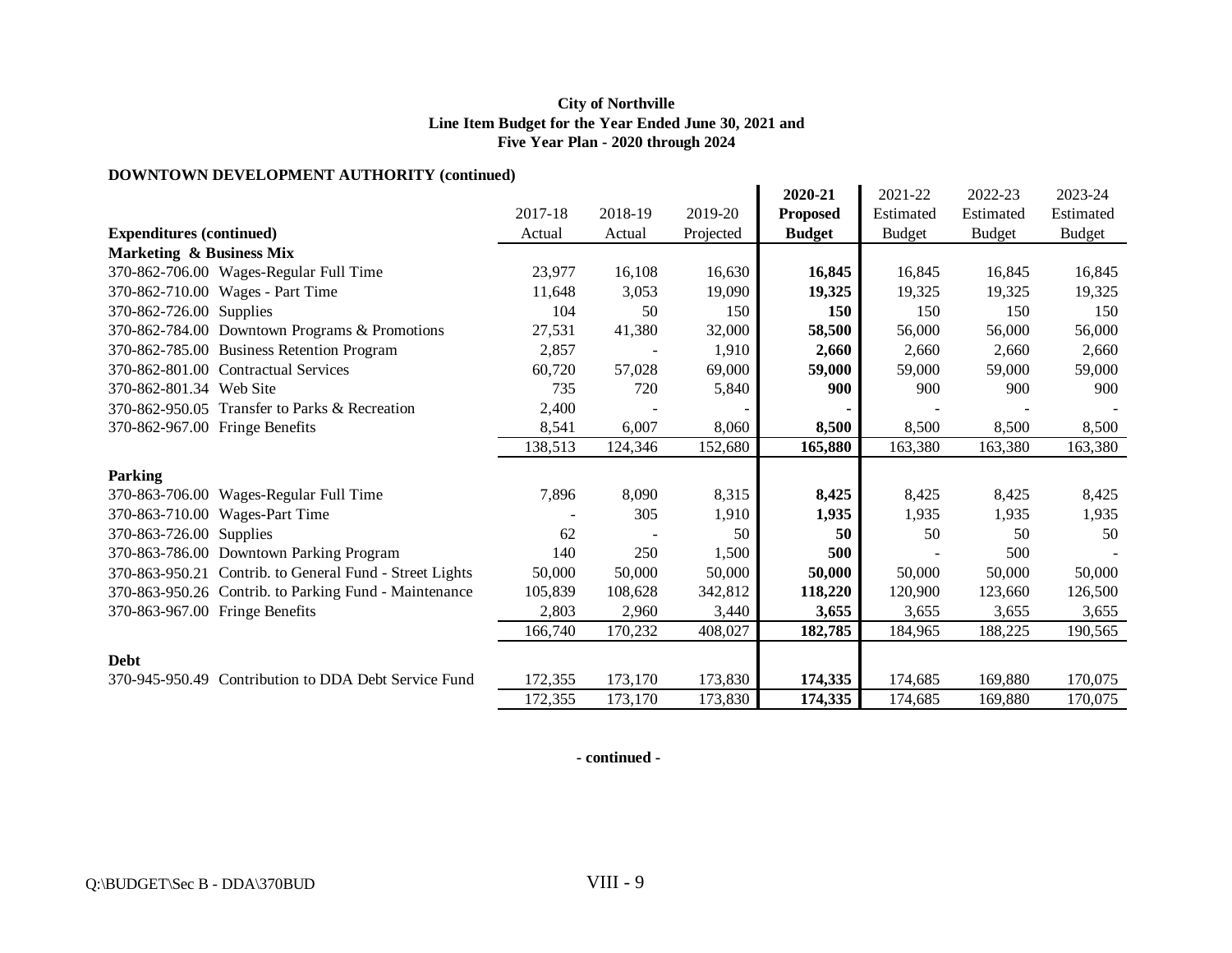**City of Northville**
**Line Item Budget for the Year Ended June 30, 2021 and**
**Five Year Plan - 2020 through 2024**

**DOWNTOWN DEVELOPMENT AUTHORITY (continued)**

| **Expenditures (continued)** | | 2017-18 Actual | 2018-19 Actual | 2019-20 Projected | **2020-21 Proposed Budget** | 2021-22 Estimated Budget | 2022-23 Estimated Budget | 2023-24 Estimated Budget |
|---|---|---|---|---|---|---|---|---|
| **Marketing & Business Mix** | | | | | | | | |
| 370-862-706.00 | Wages-Regular Full Time | 23,977 | 16,108 | 16,630 | **16,845** | 16,845 | 16,845 | 16,845 |
| 370-862-710.00 | Wages - Part Time | 11,648 | 3,053 | 19,090 | **19,325** | 19,325 | 19,325 | 19,325 |
| 370-862-726.00 | Supplies | 104 | 50 | 150 | **150** | 150 | 150 | 150 |
| 370-862-784.00 | Downtown Programs & Promotions | 27,531 | 41,380 | 32,000 | **58,500** | 56,000 | 56,000 | 56,000 |
| 370-862-785.00 | Business Retention Program | 2,857 | - | 1,910 | **2,660** | 2,660 | 2,660 | 2,660 |
| 370-862-801.00 | Contractual Services | 60,720 | 57,028 | 69,000 | **59,000** | 59,000 | 59,000 | 59,000 |
| 370-862-801.34 | Web Site | 735 | 720 | 5,840 | **900** | 900 | 900 | 900 |
| 370-862-950.05 | Transfer to Parks & Recreation | 2,400 | - | - | **-** | - | - | - |
| 370-862-967.00 | Fringe Benefits | 8,541 | 6,007 | 8,060 | **8,500** | 8,500 | 8,500 | 8,500 |
| | | 138,513 | 124,346 | 152,680 | **165,880** | 163,380 | 163,380 | 163,380 |
| **Parking** | | | | | | | | |
| 370-863-706.00 | Wages-Regular Full Time | 7,896 | 8,090 | 8,315 | **8,425** | 8,425 | 8,425 | 8,425 |
| 370-863-710.00 | Wages-Part Time | - | 305 | 1,910 | **1,935** | 1,935 | 1,935 | 1,935 |
| 370-863-726.00 | Supplies | 62 | - | 50 | **50** | 50 | 50 | 50 |
| 370-863-786.00 | Downtown Parking Program | 140 | 250 | 1,500 | **500** | - | 500 | - |
| 370-863-950.21 | Contrib. to General Fund - Street Lights | 50,000 | 50,000 | 50,000 | **50,000** | 50,000 | 50,000 | 50,000 |
| 370-863-950.26 | Contrib. to Parking Fund - Maintenance | 105,839 | 108,628 | 342,812 | **118,220** | 120,900 | 123,660 | 126,500 |
| 370-863-967.00 | Fringe Benefits | 2,803 | 2,960 | 3,440 | **3,655** | 3,655 | 3,655 | 3,655 |
| | | 166,740 | 170,232 | 408,027 | **182,785** | 184,965 | 188,225 | 190,565 |
| **Debt** | | | | | | | | |
| 370-945-950.49 | Contribution to DDA Debt Service Fund | 172,355 | 173,170 | 173,830 | **174,335** | 174,685 | 169,880 | 170,075 |
| | | 172,355 | 173,170 | 173,830 | **174,335** | 174,685 | 169,880 | 170,075 |

**- continued -**

Q:\BUDGET\Sec B - DDA\370BUD

VIII - 9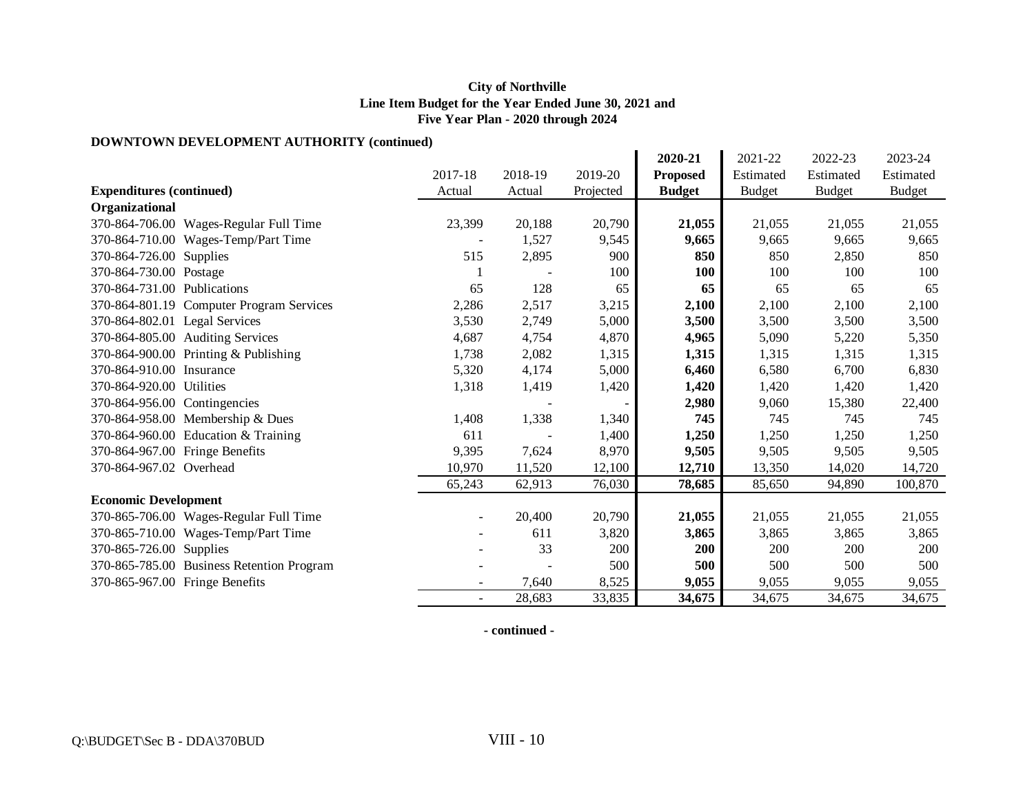**City of Northville**
**Line Item Budget for the Year Ended June 30, 2021 and**
**Five Year Plan - 2020 through 2024**

**DOWNTOWN DEVELOPMENT AUTHORITY (continued)**

| Expenditures (continued) | 2017-18 Actual | 2018-19 Actual | 2019-20 Projected | 2020-21 Proposed Budget | 2021-22 Estimated Budget | 2022-23 Estimated Budget | 2023-24 Estimated Budget |
|---|---|---|---|---|---|---|---|
| **Organizational** | | | | | | | |
| 370-864-706.00 Wages-Regular Full Time | 23,399 | 20,188 | 20,790 | **21,055** | 21,055 | 21,055 | 21,055 |
| 370-864-710.00 Wages-Temp/Part Time | - | 1,527 | 9,545 | **9,665** | 9,665 | 9,665 | 9,665 |
| 370-864-726.00 Supplies | 515 | 2,895 | 900 | **850** | 850 | 2,850 | 850 |
| 370-864-730.00 Postage | 1 | - | 100 | **100** | 100 | 100 | 100 |
| 370-864-731.00 Publications | 65 | 128 | 65 | **65** | 65 | 65 | 65 |
| 370-864-801.19 Computer Program Services | 2,286 | 2,517 | 3,215 | **2,100** | 2,100 | 2,100 | 2,100 |
| 370-864-802.01 Legal Services | 3,530 | 2,749 | 5,000 | **3,500** | 3,500 | 3,500 | 3,500 |
| 370-864-805.00 Auditing Services | 4,687 | 4,754 | 4,870 | **4,965** | 5,090 | 5,220 | 5,350 |
| 370-864-900.00 Printing & Publishing | 1,738 | 2,082 | 1,315 | **1,315** | 1,315 | 1,315 | 1,315 |
| 370-864-910.00 Insurance | 5,320 | 4,174 | 5,000 | **6,460** | 6,580 | 6,700 | 6,830 |
| 370-864-920.00 Utilities | 1,318 | 1,419 | 1,420 | **1,420** | 1,420 | 1,420 | 1,420 |
| 370-864-956.00 Contingencies | | - | - | **2,980** | 9,060 | 15,380 | 22,400 |
| 370-864-958.00 Membership & Dues | 1,408 | 1,338 | 1,340 | **745** | 745 | 745 | 745 |
| 370-864-960.00 Education & Training | 611 | - | 1,400 | **1,250** | 1,250 | 1,250 | 1,250 |
| 370-864-967.00 Fringe Benefits | 9,395 | 7,624 | 8,970 | **9,505** | 9,505 | 9,505 | 9,505 |
| 370-864-967.02 Overhead | 10,970 | 11,520 | 12,100 | **12,710** | 13,350 | 14,020 | 14,720 |
| | 65,243 | 62,913 | 76,030 | **78,685** | 85,650 | 94,890 | 100,870 |
| **Economic Development** | | | | | | | |
| 370-865-706.00 Wages-Regular Full Time | - | 20,400 | 20,790 | **21,055** | 21,055 | 21,055 | 21,055 |
| 370-865-710.00 Wages-Temp/Part Time | - | 611 | 3,820 | **3,865** | 3,865 | 3,865 | 3,865 |
| 370-865-726.00 Supplies | - | 33 | 200 | **200** | 200 | 200 | 200 |
| 370-865-785.00 Business Retention Program | - | - | 500 | **500** | 500 | 500 | 500 |
| 370-865-967.00 Fringe Benefits | - | 7,640 | 8,525 | **9,055** | 9,055 | 9,055 | 9,055 |
| | - | 28,683 | 33,835 | **34,675** | 34,675 | 34,675 | 34,675 |

**- continued -**

Q:\BUDGET\Sec B - DDA\370BUD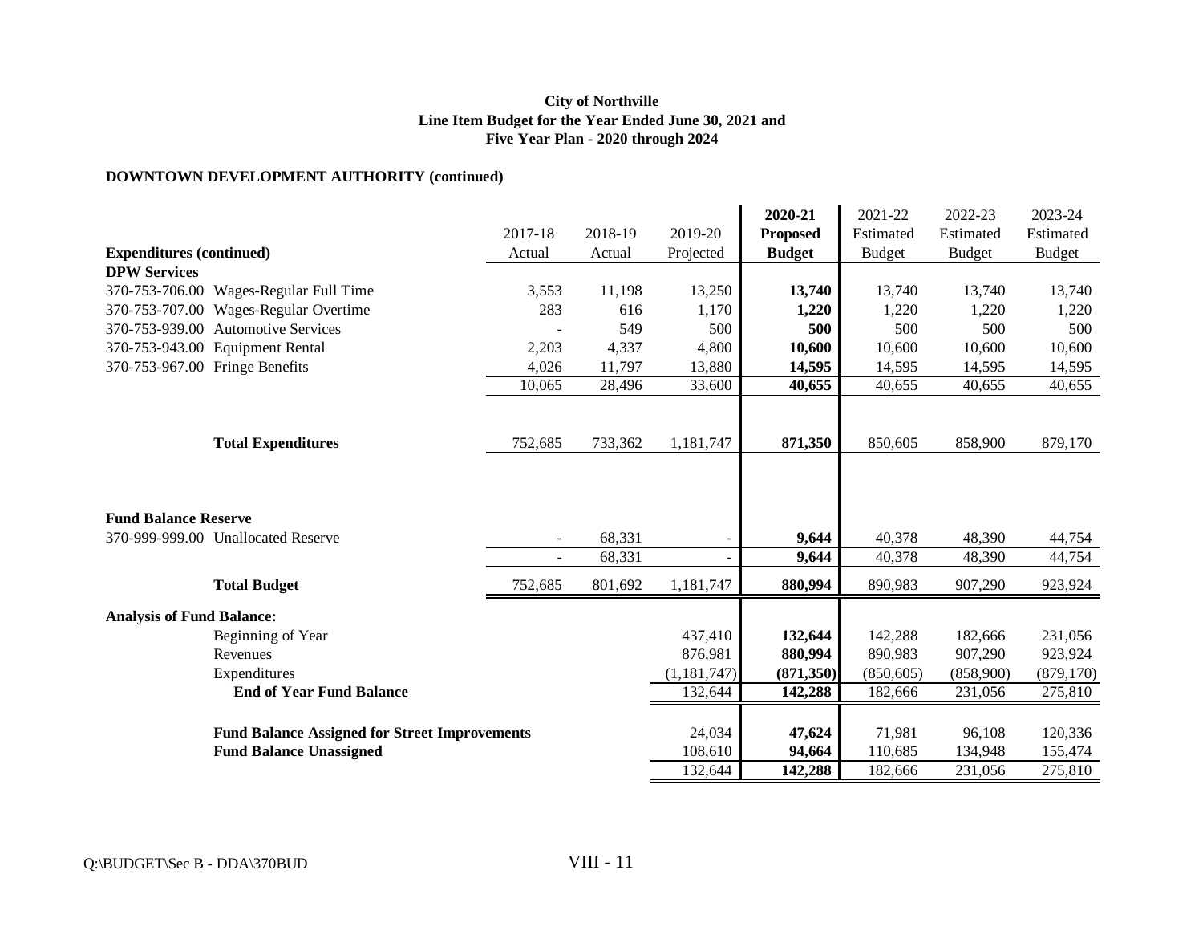**City of Northville**
**Line Item Budget for the Year Ended June 30, 2021 and**
**Five Year Plan - 2020 through 2024**

**DOWNTOWN DEVELOPMENT AUTHORITY (continued)**

| **Expenditures (continued)** | | 2017-18 Actual | 2018-19 Actual | 2019-20 Projected | **2020-21 Proposed Budget** | 2021-22 Estimated Budget | 2022-23 Estimated Budget | 2023-24 Estimated Budget |
|---|---|---|---|---|---|---|---|---|
| **DPW Services** | | | | | | | | |
| 370-753-706.00 | Wages-Regular Full Time | 3,553 | 11,198 | 13,250 | **13,740** | 13,740 | 13,740 | 13,740 |
| 370-753-707.00 | Wages-Regular Overtime | 283 | 616 | 1,170 | **1,220** | 1,220 | 1,220 | 1,220 |
| 370-753-939.00 | Automotive Services | - | 549 | 500 | **500** | 500 | 500 | 500 |
| 370-753-943.00 | Equipment Rental | 2,203 | 4,337 | 4,800 | **10,600** | 10,600 | 10,600 | 10,600 |
| 370-753-967.00 | Fringe Benefits | 4,026 | 11,797 | 13,880 | **14,595** | 14,595 | 14,595 | 14,595 |
| | | 10,065 | 28,496 | 33,600 | **40,655** | 40,655 | 40,655 | 40,655 |
| | **Total Expenditures** | 752,685 | 733,362 | 1,181,747 | **871,350** | 850,605 | 858,900 | 879,170 |
| **Fund Balance Reserve** | | | | | | | | |
| 370-999-999.00 | Unallocated Reserve | - | 68,331 | - | **9,644** | 40,378 | 48,390 | 44,754 |
| | | - | 68,331 | - | **9,644** | 40,378 | 48,390 | 44,754 |
| | **Total Budget** | 752,685 | 801,692 | 1,181,747 | **880,994** | 890,983 | 907,290 | 923,924 |
| **Analysis of Fund Balance:** | | | | | | | | |
| | Beginning of Year | | | 437,410 | **132,644** | 142,288 | 182,666 | 231,056 |
| | Revenues | | | 876,981 | **880,994** | 890,983 | 907,290 | 923,924 |
| | Expenditures | | | (1,181,747) | **(871,350)** | (850,605) | (858,900) | (879,170) |
| | **End of Year Fund Balance** | | | 132,644 | **142,288** | 182,666 | 231,056 | 275,810 |
| | **Fund Balance Assigned for Street Improvements** | | | 24,034 | **47,624** | 71,981 | 96,108 | 120,336 |
| | **Fund Balance Unassigned** | | | 108,610 | **94,664** | 110,685 | 134,948 | 155,474 |
| | | | | 132,644 | **142,288** | 182,666 | 231,056 | 275,810 |

Q:\BUDGET\Sec B - DDA\370BUD